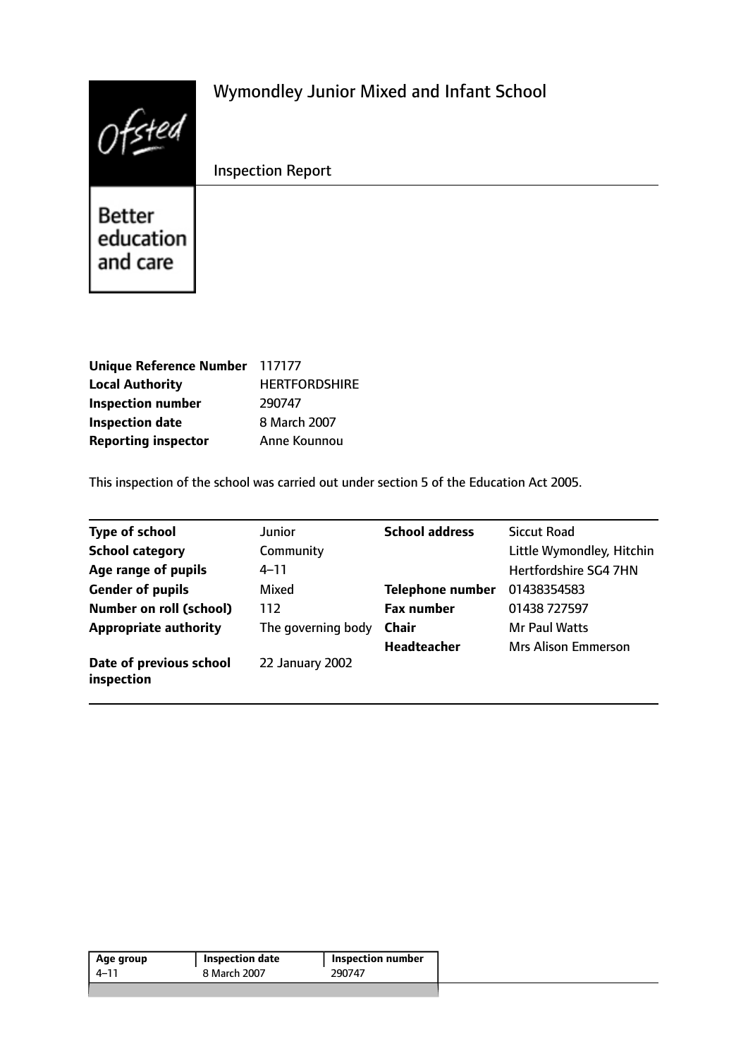# Wymondley Junior Mixed and Infant School

Inspection Report

Better education and care

| | |
|---|---|
| **Unique Reference Number** | 117177 |
| **Local Authority** | HERTFORDSHIRE |
| **Inspection number** | 290747 |
| **Inspection date** | 8 March 2007 |
| **Reporting inspector** | Anne Kounnou |

This inspection of the school was carried out under section 5 of the Education Act 2005.

| | | | |
|---|---|---|---|
| **Type of school** | Junior | **School address** | Siccut Road |
| **School category** | Community | | Little Wymondley, Hitchin |
| **Age range of pupils** | 4–11 | | Hertfordshire SG4 7HN |
| **Gender of pupils** | Mixed | **Telephone number** | 01438354583 |
| **Number on roll (school)** | 112 | **Fax number** | 01438 727597 |
| **Appropriate authority** | The governing body | **Chair** | Mr Paul Watts |
| | | **Headteacher** | Mrs Alison Emmerson |
| **Date of previous school inspection** | 22 January 2002 | | |

| Age group | Inspection date | Inspection number |
|---|---|---|
| 4–11 | 8 March 2007 | 290747 |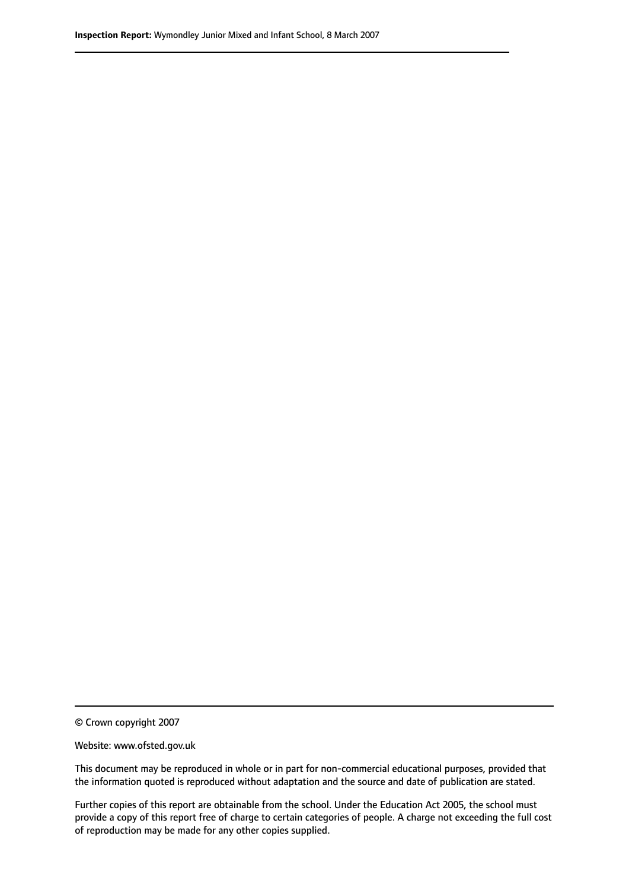© Crown copyright 2007

Website: www.ofsted.gov.uk

This document may be reproduced in whole or in part for non-commercial educational purposes, provided that the information quoted is reproduced without adaptation and the source and date of publication are stated.

Further copies of this report are obtainable from the school. Under the Education Act 2005, the school must provide a copy of this report free of charge to certain categories of people. A charge not exceeding the full cost of reproduction may be made for any other copies supplied.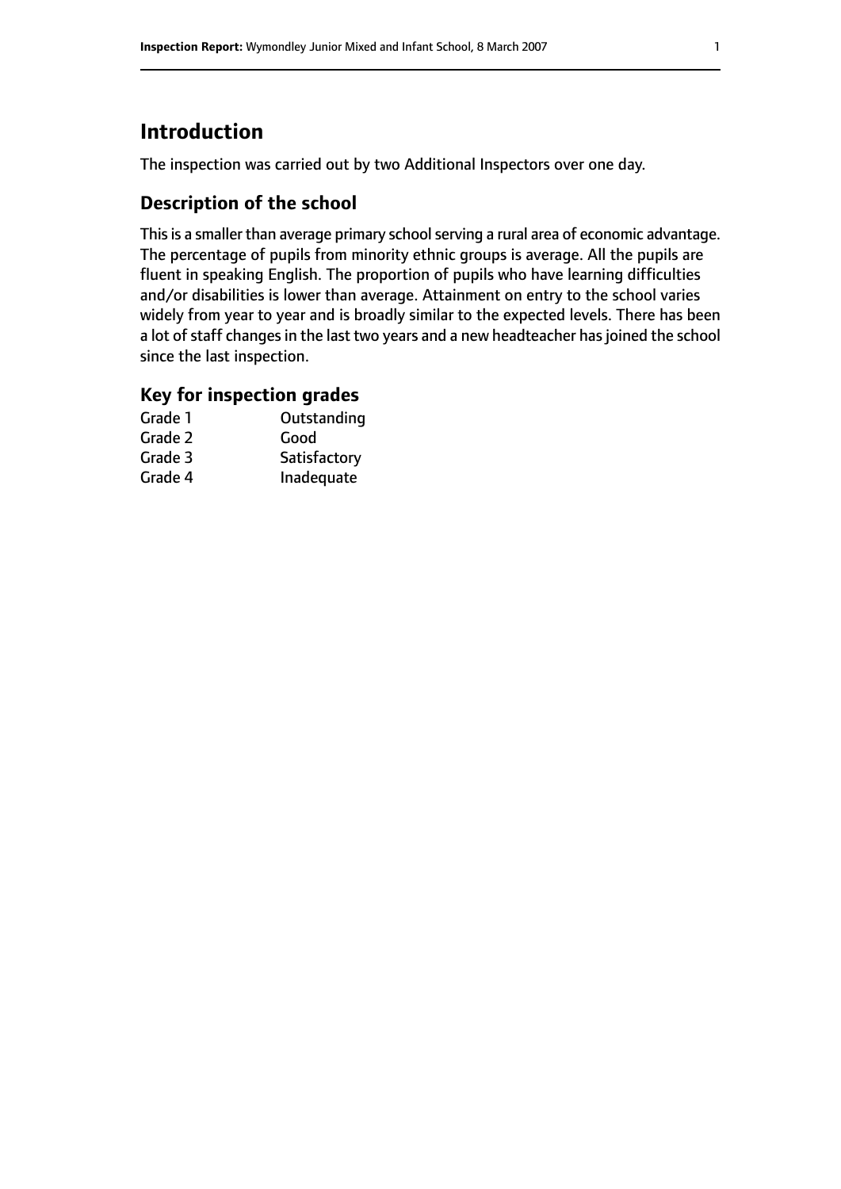# Introduction

The inspection was carried out by two Additional Inspectors over one day.

## Description of the school

This is a smaller than average primary school serving a rural area of economic advantage. The percentage of pupils from minority ethnic groups is average. All the pupils are fluent in speaking English. The proportion of pupils who have learning difficulties and/or disabilities is lower than average. Attainment on entry to the school varies widely from year to year and is broadly similar to the expected levels. There has been a lot of staff changes in the last two years and a new headteacher has joined the school since the last inspection.

### Key for inspection grades

| | |
|---|---|
| Grade 1 | Outstanding |
| Grade 2 | Good |
| Grade 3 | Satisfactory |
| Grade 4 | Inadequate |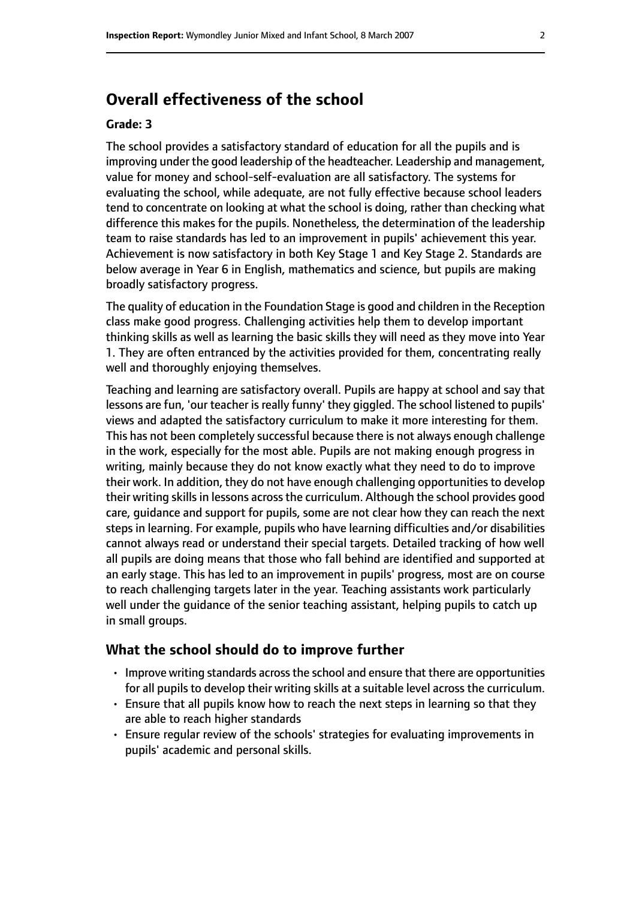## Overall effectiveness of the school

### Grade: 3

The school provides a satisfactory standard of education for all the pupils and is improving under the good leadership of the headteacher. Leadership and management, value for money and school-self-evaluation are all satisfactory. The systems for evaluating the school, while adequate, are not fully effective because school leaders tend to concentrate on looking at what the school is doing, rather than checking what difference this makes for the pupils. Nonetheless, the determination of the leadership team to raise standards has led to an improvement in pupils' achievement this year. Achievement is now satisfactory in both Key Stage 1 and Key Stage 2. Standards are below average in Year 6 in English, mathematics and science, but pupils are making broadly satisfactory progress.

The quality of education in the Foundation Stage is good and children in the Reception class make good progress. Challenging activities help them to develop important thinking skills as well as learning the basic skills they will need as they move into Year 1. They are often entranced by the activities provided for them, concentrating really well and thoroughly enjoying themselves.

Teaching and learning are satisfactory overall. Pupils are happy at school and say that lessons are fun, 'our teacher is really funny' they giggled. The school listened to pupils' views and adapted the satisfactory curriculum to make it more interesting for them. This has not been completely successful because there is not always enough challenge in the work, especially for the most able. Pupils are not making enough progress in writing, mainly because they do not know exactly what they need to do to improve their work. In addition, they do not have enough challenging opportunities to develop their writing skills in lessons across the curriculum. Although the school provides good care, guidance and support for pupils, some are not clear how they can reach the next steps in learning. For example, pupils who have learning difficulties and/or disabilities cannot always read or understand their special targets. Detailed tracking of how well all pupils are doing means that those who fall behind are identified and supported at an early stage. This has led to an improvement in pupils' progress, most are on course to reach challenging targets later in the year. Teaching assistants work particularly well under the guidance of the senior teaching assistant, helping pupils to catch up in small groups.

## What the school should do to improve further

- Improve writing standards across the school and ensure that there are opportunities for all pupils to develop their writing skills at a suitable level across the curriculum.
- Ensure that all pupils know how to reach the next steps in learning so that they are able to reach higher standards
- Ensure regular review of the schools' strategies for evaluating improvements in pupils' academic and personal skills.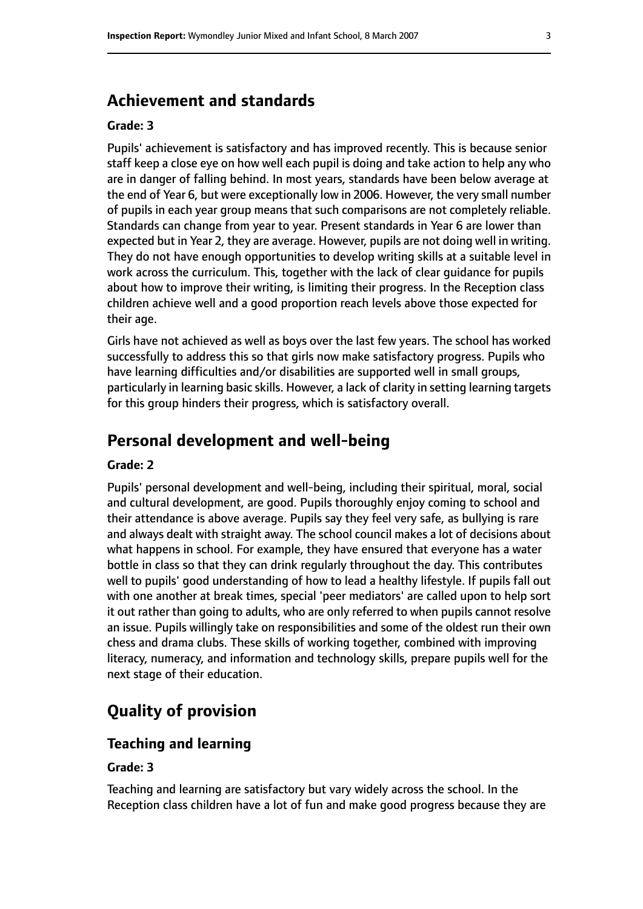## Achievement and standards

**Grade: 3**

Pupils' achievement is satisfactory and has improved recently. This is because senior staff keep a close eye on how well each pupil is doing and take action to help any who are in danger of falling behind. In most years, standards have been below average at the end of Year 6, but were exceptionally low in 2006. However, the very small number of pupils in each year group means that such comparisons are not completely reliable. Standards can change from year to year. Present standards in Year 6 are lower than expected but in Year 2, they are average. However, pupils are not doing well in writing. They do not have enough opportunities to develop writing skills at a suitable level in work across the curriculum. This, together with the lack of clear guidance for pupils about how to improve their writing, is limiting their progress. In the Reception class children achieve well and a good proportion reach levels above those expected for their age.

Girls have not achieved as well as boys over the last few years. The school has worked successfully to address this so that girls now make satisfactory progress. Pupils who have learning difficulties and/or disabilities are supported well in small groups, particularly in learning basic skills. However, a lack of clarity in setting learning targets for this group hinders their progress, which is satisfactory overall.

## Personal development and well-being

**Grade: 2**

Pupils' personal development and well-being, including their spiritual, moral, social and cultural development, are good. Pupils thoroughly enjoy coming to school and their attendance is above average. Pupils say they feel very safe, as bullying is rare and always dealt with straight away. The school council makes a lot of decisions about what happens in school. For example, they have ensured that everyone has a water bottle in class so that they can drink regularly throughout the day. This contributes well to pupils' good understanding of how to lead a healthy lifestyle. If pupils fall out with one another at break times, special 'peer mediators' are called upon to help sort it out rather than going to adults, who are only referred to when pupils cannot resolve an issue. Pupils willingly take on responsibilities and some of the oldest run their own chess and drama clubs. These skills of working together, combined with improving literacy, numeracy, and information and technology skills, prepare pupils well for the next stage of their education.

## Quality of provision

### Teaching and learning

**Grade: 3**

Teaching and learning are satisfactory but vary widely across the school. In the Reception class children have a lot of fun and make good progress because they are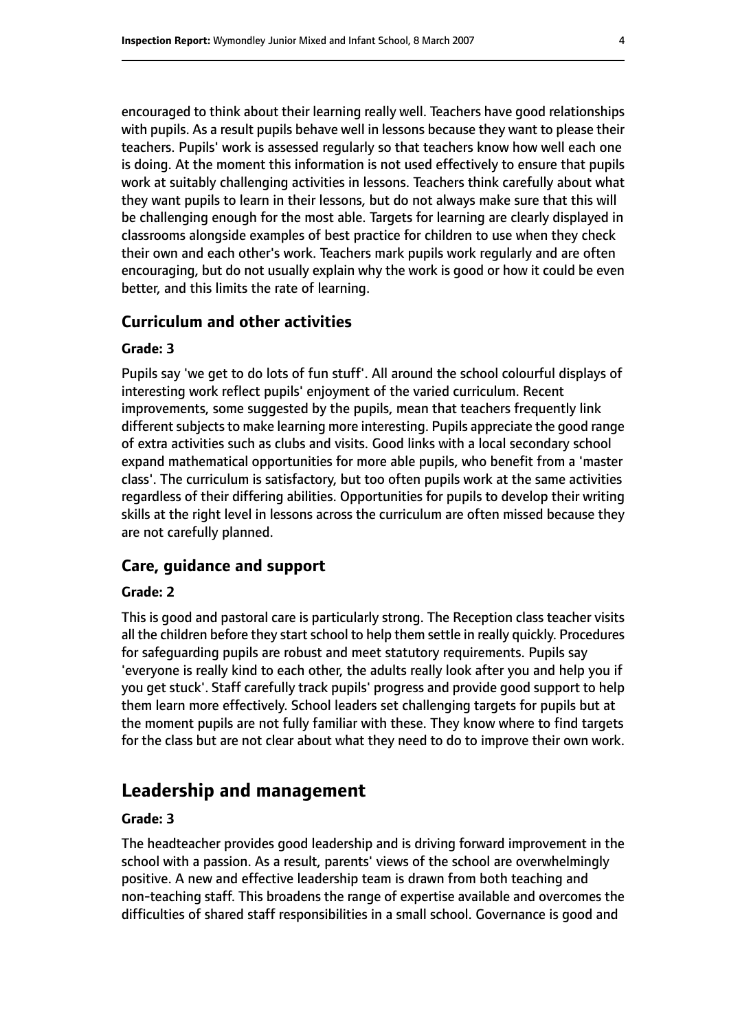encouraged to think about their learning really well. Teachers have good relationships with pupils. As a result pupils behave well in lessons because they want to please their teachers. Pupils' work is assessed regularly so that teachers know how well each one is doing. At the moment this information is not used effectively to ensure that pupils work at suitably challenging activities in lessons. Teachers think carefully about what they want pupils to learn in their lessons, but do not always make sure that this will be challenging enough for the most able. Targets for learning are clearly displayed in classrooms alongside examples of best practice for children to use when they check their own and each other's work. Teachers mark pupils work regularly and are often encouraging, but do not usually explain why the work is good or how it could be even better, and this limits the rate of learning.

### Curriculum and other activities

#### Grade: 3

Pupils say 'we get to do lots of fun stuff'. All around the school colourful displays of interesting work reflect pupils' enjoyment of the varied curriculum. Recent improvements, some suggested by the pupils, mean that teachers frequently link different subjects to make learning more interesting. Pupils appreciate the good range of extra activities such as clubs and visits. Good links with a local secondary school expand mathematical opportunities for more able pupils, who benefit from a 'master class'. The curriculum is satisfactory, but too often pupils work at the same activities regardless of their differing abilities. Opportunities for pupils to develop their writing skills at the right level in lessons across the curriculum are often missed because they are not carefully planned.

### Care, guidance and support

#### Grade: 2

This is good and pastoral care is particularly strong. The Reception class teacher visits all the children before they start school to help them settle in really quickly. Procedures for safeguarding pupils are robust and meet statutory requirements. Pupils say 'everyone is really kind to each other, the adults really look after you and help you if you get stuck'. Staff carefully track pupils' progress and provide good support to help them learn more effectively. School leaders set challenging targets for pupils but at the moment pupils are not fully familiar with these. They know where to find targets for the class but are not clear about what they need to do to improve their own work.

## Leadership and management

#### Grade: 3

The headteacher provides good leadership and is driving forward improvement in the school with a passion. As a result, parents' views of the school are overwhelmingly positive. A new and effective leadership team is drawn from both teaching and non-teaching staff. This broadens the range of expertise available and overcomes the difficulties of shared staff responsibilities in a small school. Governance is good and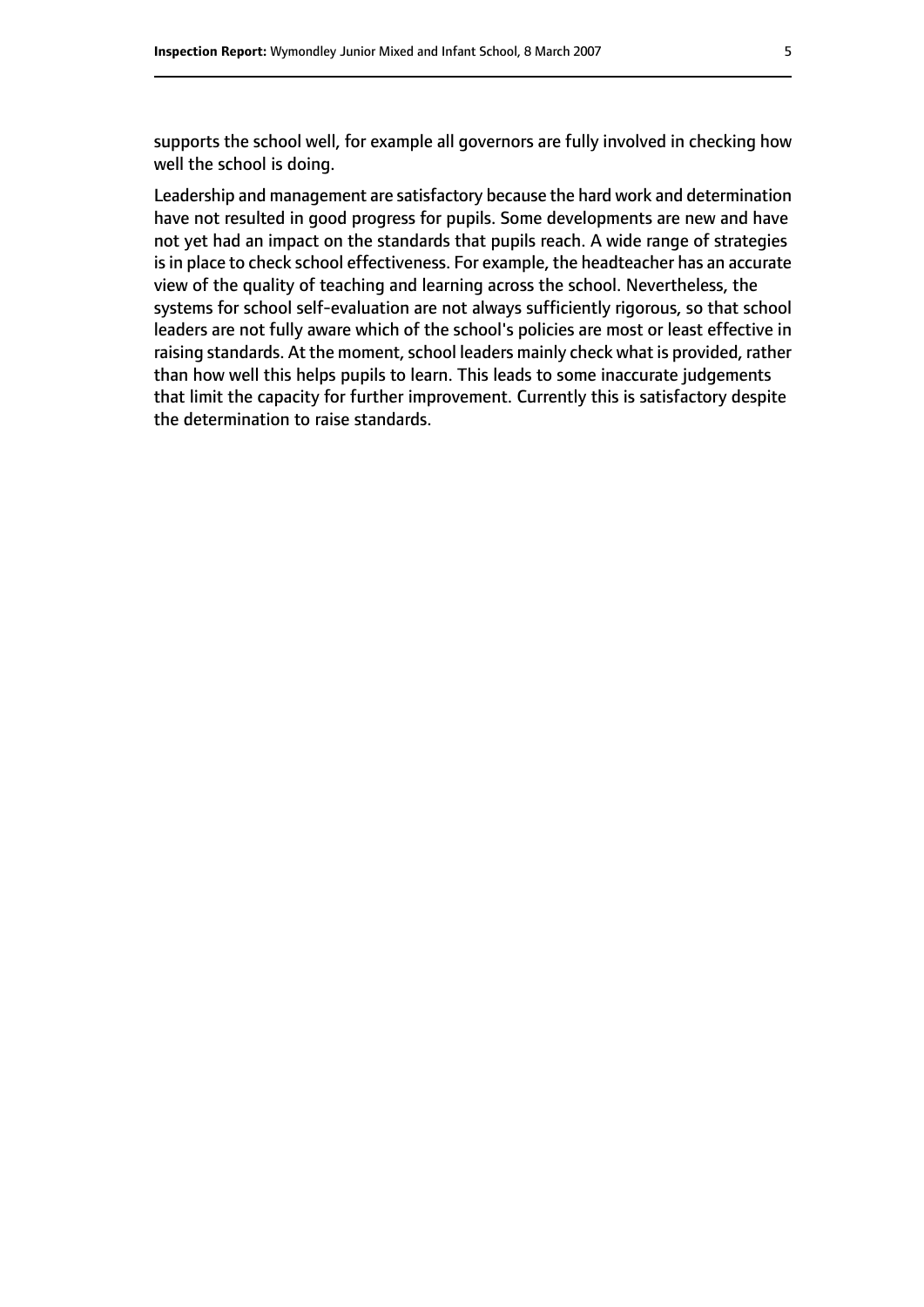supports the school well, for example all governors are fully involved in checking how well the school is doing.

Leadership and management are satisfactory because the hard work and determination have not resulted in good progress for pupils. Some developments are new and have not yet had an impact on the standards that pupils reach. A wide range of strategies is in place to check school effectiveness. For example, the headteacher has an accurate view of the quality of teaching and learning across the school. Nevertheless, the systems for school self-evaluation are not always sufficiently rigorous, so that school leaders are not fully aware which of the school's policies are most or least effective in raising standards. At the moment, school leaders mainly check what is provided, rather than how well this helps pupils to learn. This leads to some inaccurate judgements that limit the capacity for further improvement. Currently this is satisfactory despite the determination to raise standards.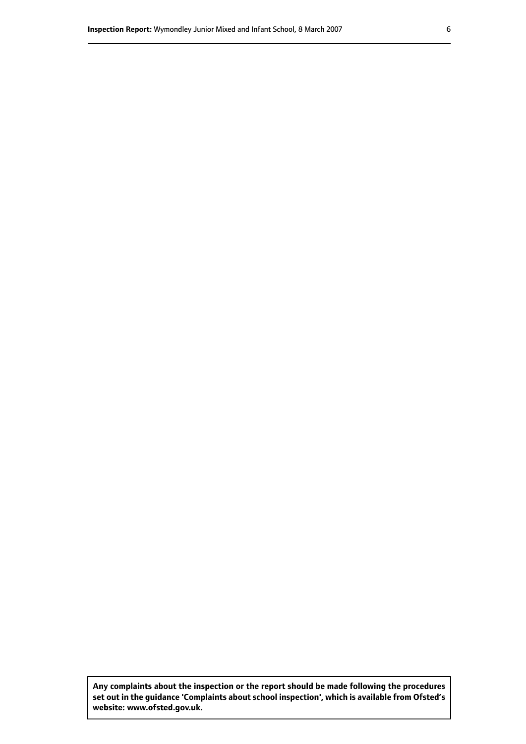**Any complaints about the inspection or the report should be made following the procedures set out in the guidance 'Complaints about school inspection', which is available from Ofsted's website: www.ofsted.gov.uk.**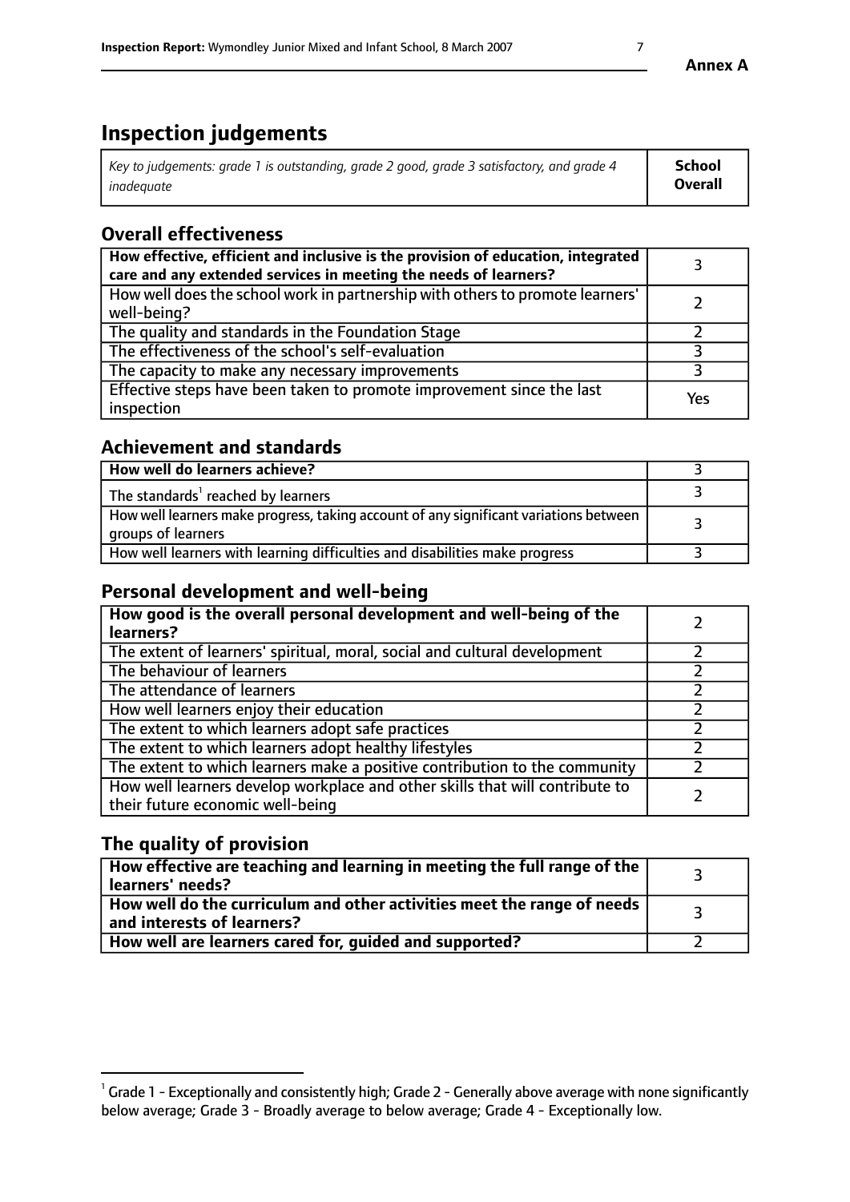# Inspection judgements

| *Key to judgements: grade 1 is outstanding, grade 2 good, grade 3 satisfactory, and grade 4 inadequate* | **School Overall** |
|---|---|

## Overall effectiveness

| | |
|---|---|
| **How effective, efficient and inclusive is the provision of education, integrated care and any extended services in meeting the needs of learners?** | 3 |
| How well does the school work in partnership with others to promote learners' well-being? | 2 |
| The quality and standards in the Foundation Stage | 2 |
| The effectiveness of the school's self-evaluation | 3 |
| The capacity to make any necessary improvements | 3 |
| Effective steps have been taken to promote improvement since the last inspection | Yes |

## Achievement and standards

| | |
|---|---|
| **How well do learners achieve?** | 3 |
| The standards[1] reached by learners | 3 |
| How well learners make progress, taking account of any significant variations between groups of learners | 3 |
| How well learners with learning difficulties and disabilities make progress | 3 |

## Personal development and well-being

| | |
|---|---|
| **How good is the overall personal development and well-being of the learners?** | 2 |
| The extent of learners' spiritual, moral, social and cultural development | 2 |
| The behaviour of learners | 2 |
| The attendance of learners | 2 |
| How well learners enjoy their education | 2 |
| The extent to which learners adopt safe practices | 2 |
| The extent to which learners adopt healthy lifestyles | 2 |
| The extent to which learners make a positive contribution to the community | 2 |
| How well learners develop workplace and other skills that will contribute to their future economic well-being | 2 |

## The quality of provision

| | |
|---|---|
| **How effective are teaching and learning in meeting the full range of the learners' needs?** | 3 |
| **How well do the curriculum and other activities meet the range of needs and interests of learners?** | 3 |
| **How well are learners cared for, guided and supported?** | 2 |

[1] Grade 1 - Exceptionally and consistently high; Grade 2 - Generally above average with none significantly below average; Grade 3 - Broadly average to below average; Grade 4 - Exceptionally low.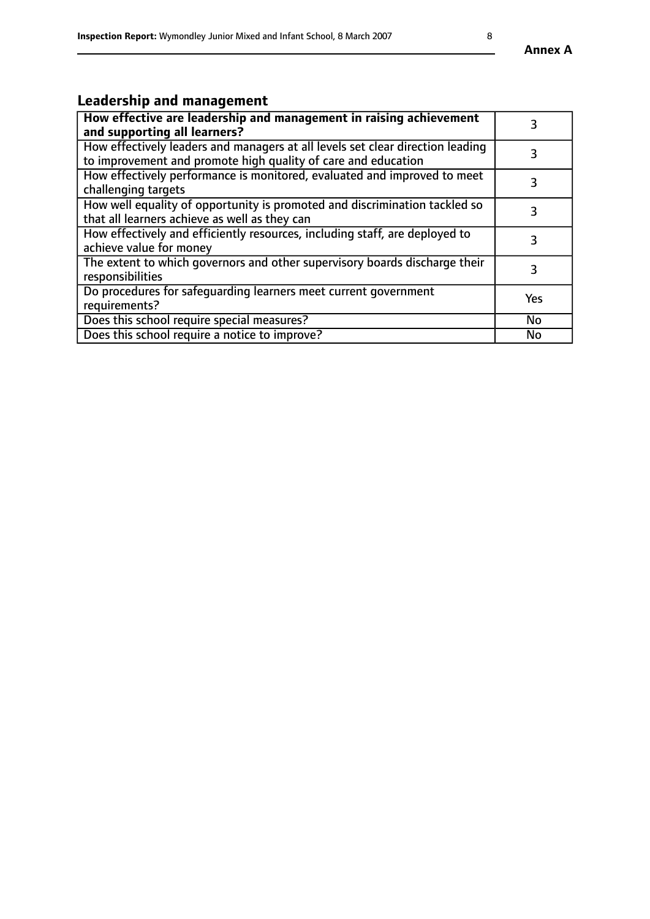## Leadership and management

| How effective are leadership and management in raising achievement and supporting all learners? | 3 |
|---|---|
| How effectively leaders and managers at all levels set clear direction leading to improvement and promote high quality of care and education | 3 |
| How effectively performance is monitored, evaluated and improved to meet challenging targets | 3 |
| How well equality of opportunity is promoted and discrimination tackled so that all learners achieve as well as they can | 3 |
| How effectively and efficiently resources, including staff, are deployed to achieve value for money | 3 |
| The extent to which governors and other supervisory boards discharge their responsibilities | 3 |
| Do procedures for safeguarding learners meet current government requirements? | Yes |
| Does this school require special measures? | No |
| Does this school require a notice to improve? | No |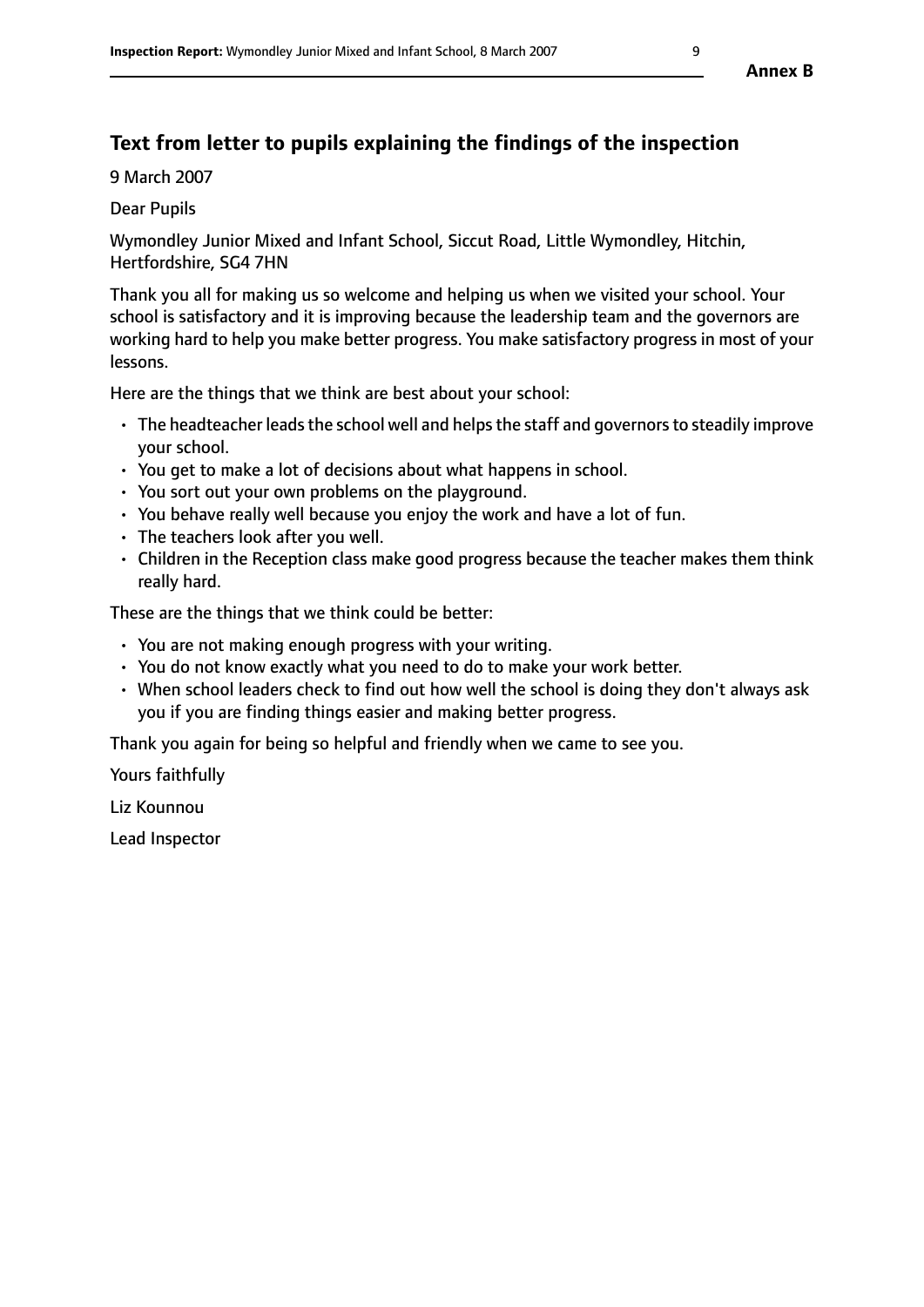## Text from letter to pupils explaining the findings of the inspection

9 March 2007

Dear Pupils

Wymondley Junior Mixed and Infant School, Siccut Road, Little Wymondley, Hitchin, Hertfordshire, SG4 7HN

Thank you all for making us so welcome and helping us when we visited your school. Your school is satisfactory and it is improving because the leadership team and the governors are working hard to help you make better progress. You make satisfactory progress in most of your lessons.

Here are the things that we think are best about your school:

- The headteacher leads the school well and helps the staff and governors to steadily improve your school.
- You get to make a lot of decisions about what happens in school.
- You sort out your own problems on the playground.
- You behave really well because you enjoy the work and have a lot of fun.
- The teachers look after you well.
- Children in the Reception class make good progress because the teacher makes them think really hard.

These are the things that we think could be better:

- You are not making enough progress with your writing.
- You do not know exactly what you need to do to make your work better.
- When school leaders check to find out how well the school is doing they don't always ask you if you are finding things easier and making better progress.

Thank you again for being so helpful and friendly when we came to see you.

Yours faithfully

Liz Kounnou

Lead Inspector